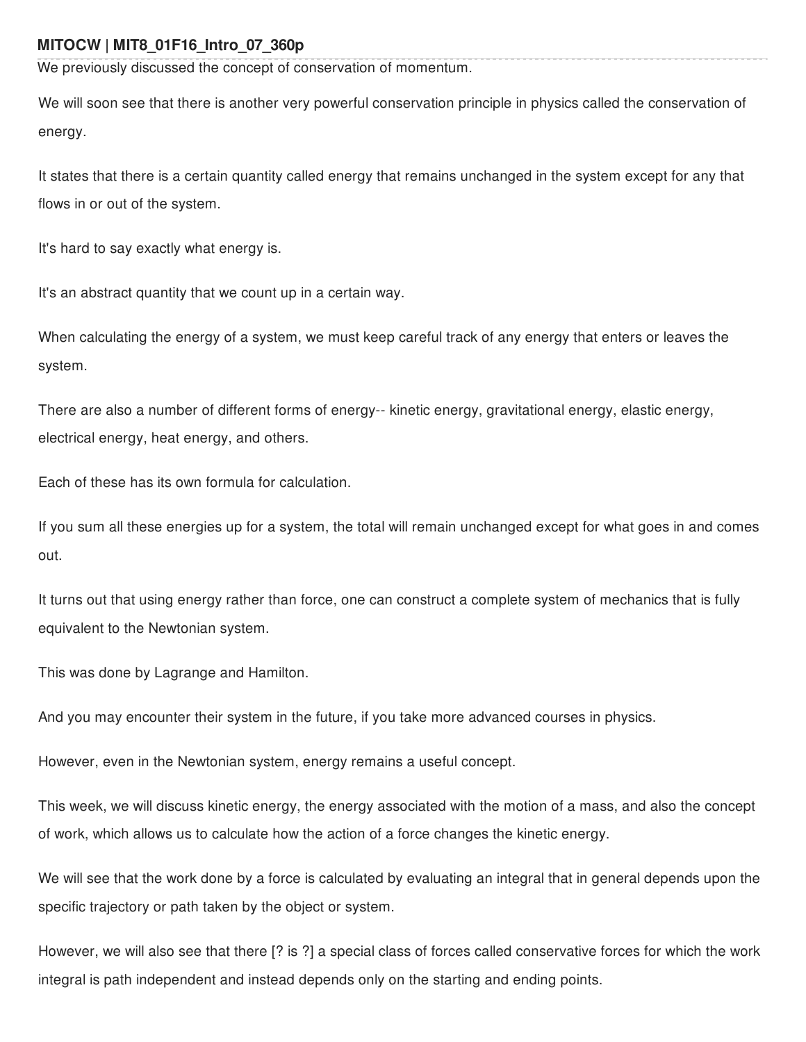We previously discussed the concept of conservation of momentum.

We will soon see that there is another very powerful conservation principle in physics called the conservation of energy.

It states that there is a certain quantity called energy that remains unchanged in the system except for any that flows in or out of the system.

It's hard to say exactly what energy is.

It's an abstract quantity that we count up in a certain way.

When calculating the energy of a system, we must keep careful track of any energy that enters or leaves the system.

There are also a number of different forms of energy-- kinetic energy, gravitational energy, elastic energy, electrical energy, heat energy, and others.

Each of these has its own formula for calculation.

If you sum all these energies up for a system, the total will remain unchanged except for what goes in and comes out.

It turns out that using energy rather than force, one can construct a complete system of mechanics that is fully equivalent to the Newtonian system.

This was done by Lagrange and Hamilton.

And you may encounter their system in the future, if you take more advanced courses in physics.

However, even in the Newtonian system, energy remains a useful concept.

This week, we will discuss kinetic energy, the energy associated with the motion of a mass, and also the concept of work, which allows us to calculate how the action of a force changes the kinetic energy.

We will see that the work done by a force is calculated by evaluating an integral that in general depends upon the specific trajectory or path taken by the object or system.

However, we will also see that there [? is ?] a special class of forces called conservative forces for which the work integral is path independent and instead depends only on the starting and ending points.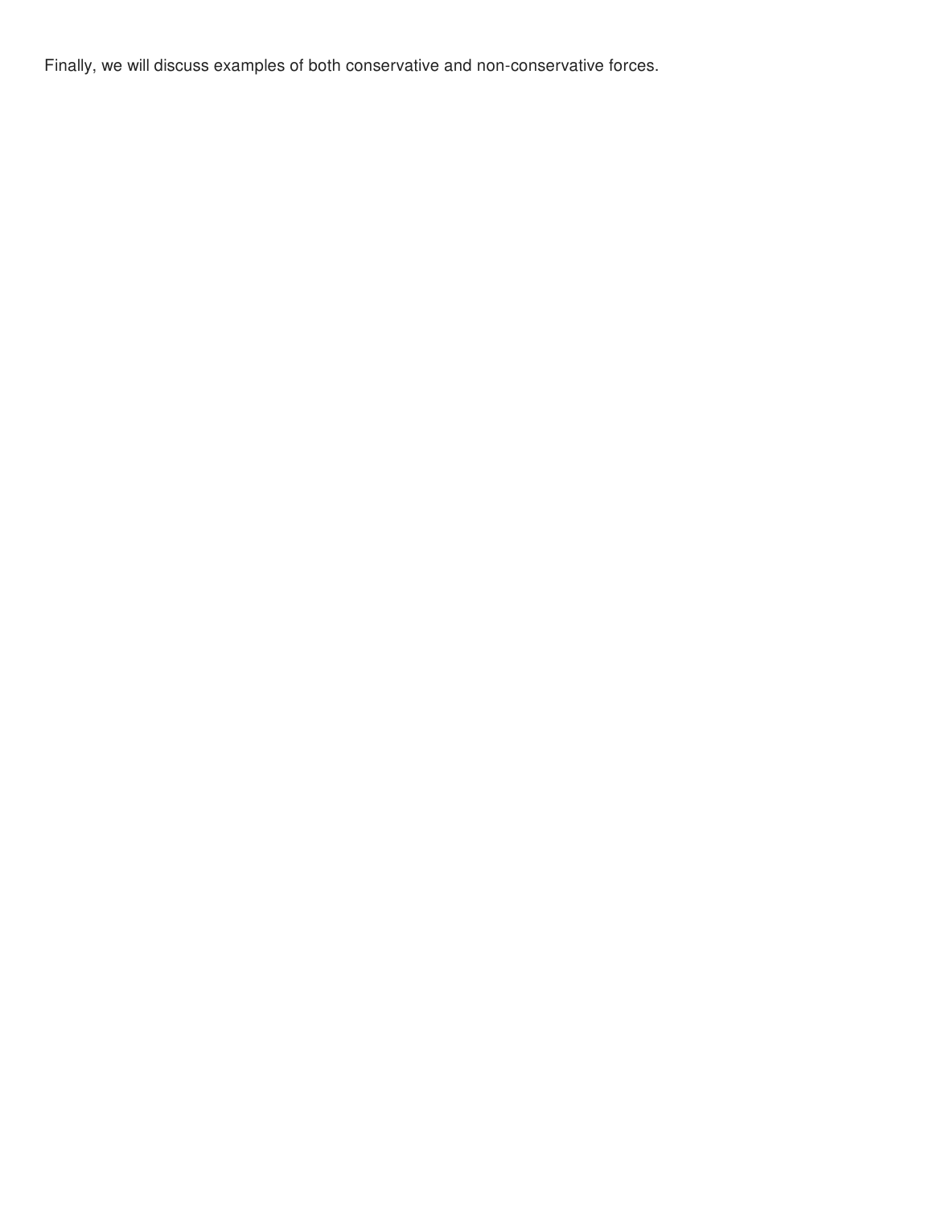Finally, we will discuss examples of both conservative and non-conservative forces.